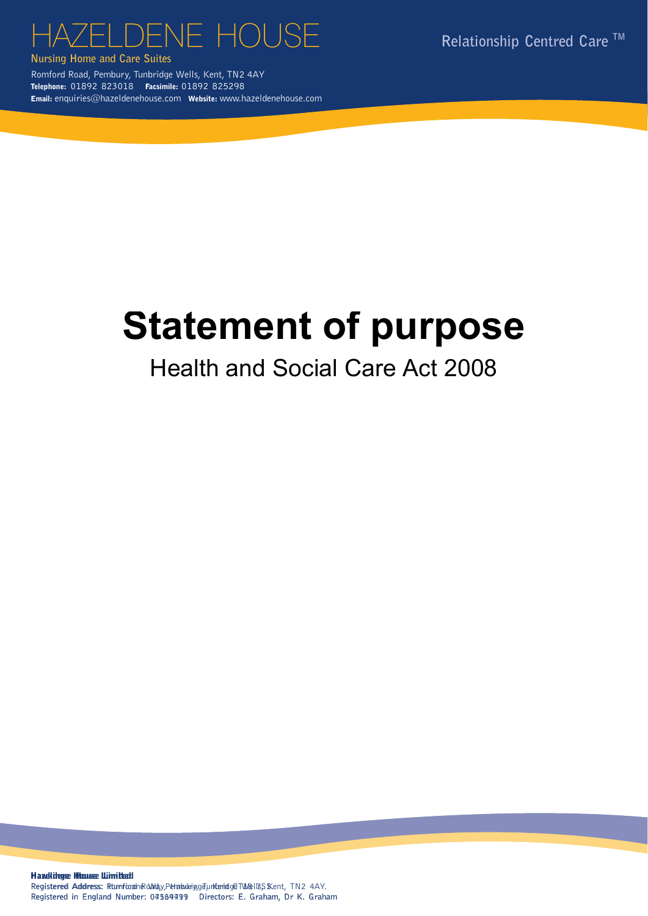HAZELDENE HOUSE

Nursing Home and Care Suites

Romford Road, Pembury, Tunbridge Wells, Kent, TN2 4AY
**Telephone:** 01892 823018 **Facsimile:** 01892 825298
**Email:** enquiries@hazeldenehouse.com **Website:** www.hazeldenehouse.com

Relationship Centred Care ™

# Statement of purpose

## Health and Social Care Act 2008

**Hazeldene House Limited**
Registered Address: Romford Road, Pembury, Tunbridge Wells, Kent, TN2 4AY.
Registered in England Number: 07584799 Directors: E. Graham, Dr K. Graham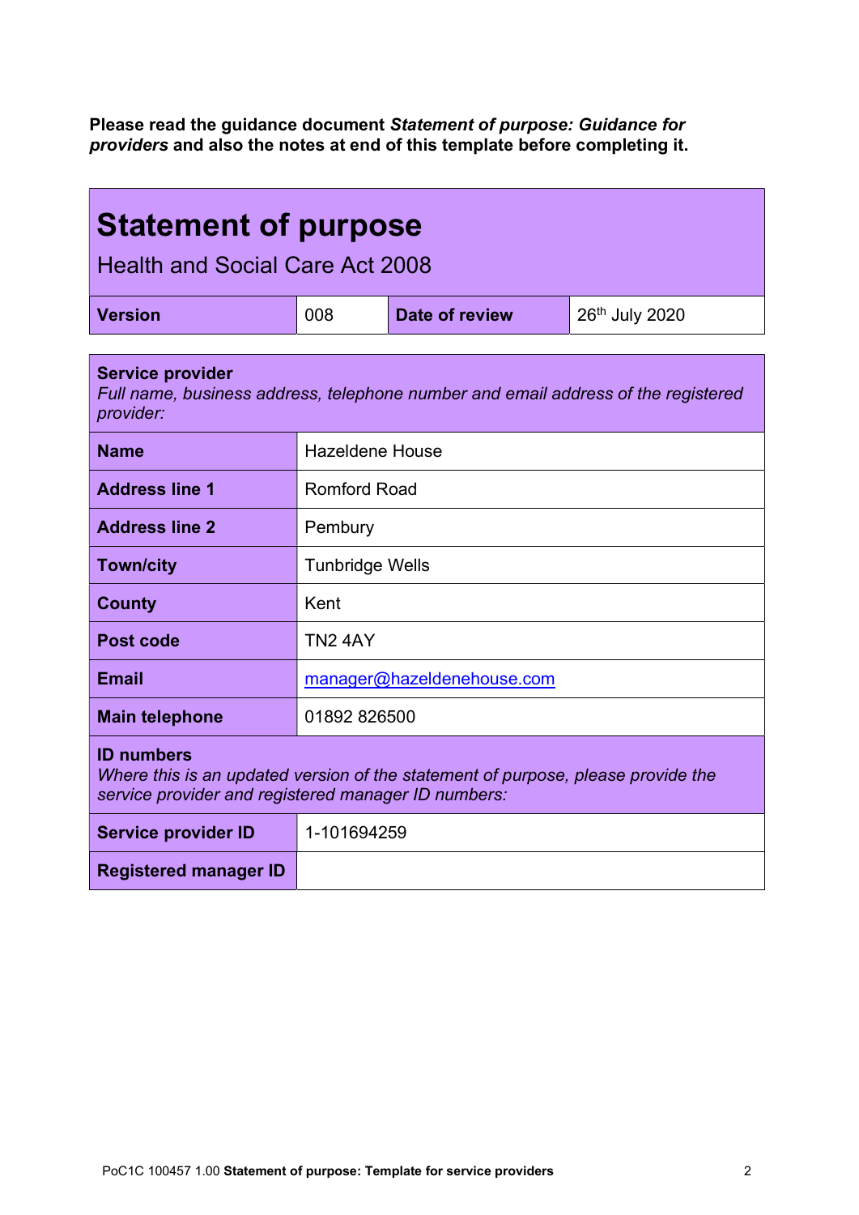**Please read the guidance document *Statement of purpose: Guidance for providers* and also the notes at end of this template before completing it.**

# Statement of purpose

## Health and Social Care Act 2008

| **Version** | 008 | **Date of review** | 26th July 2020 |
|---|---|---|---|

| **Service provider** *Full name, business address, telephone number and email address of the registered provider:* | |
|---|---|
| **Name** | Hazeldene House |
| **Address line 1** | Romford Road |
| **Address line 2** | Pembury |
| **Town/city** | Tunbridge Wells |
| **County** | Kent |
| **Post code** | TN2 4AY |
| **Email** | manager@hazeldenehouse.com |
| **Main telephone** | 01892 826500 |
| **ID numbers** *Where this is an updated version of the statement of purpose, please provide the service provider and registered manager ID numbers:* | |
| **Service provider ID** | 1-101694259 |
| **Registered manager ID** | |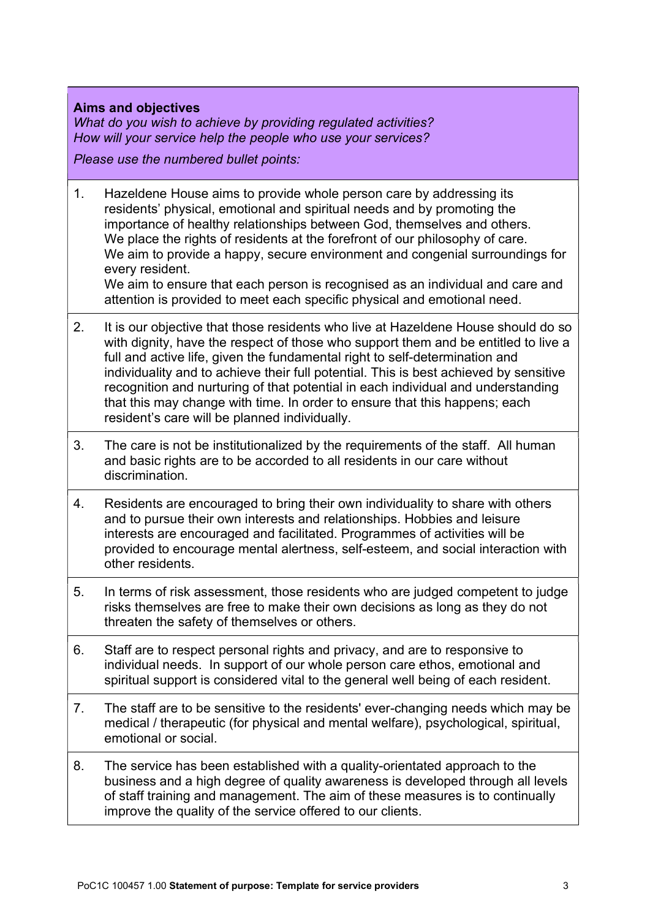**Aims and objectives**

*What do you wish to achieve by providing regulated activities?*
*How will your service help the people who use your services?*

*Please use the numbered bullet points:*

1. Hazeldene House aims to provide whole person care by addressing its residents' physical, emotional and spiritual needs and by promoting the importance of healthy relationships between God, themselves and others. We place the rights of residents at the forefront of our philosophy of care. We aim to provide a happy, secure environment and congenial surroundings for every resident.
   We aim to ensure that each person is recognised as an individual and care and attention is provided to meet each specific physical and emotional need.

2. It is our objective that those residents who live at Hazeldene House should do so with dignity, have the respect of those who support them and be entitled to live a full and active life, given the fundamental right to self-determination and individuality and to achieve their full potential. This is best achieved by sensitive recognition and nurturing of that potential in each individual and understanding that this may change with time. In order to ensure that this happens; each resident's care will be planned individually.

3. The care is not be institutionalized by the requirements of the staff. All human and basic rights are to be accorded to all residents in our care without discrimination.

4. Residents are encouraged to bring their own individuality to share with others and to pursue their own interests and relationships. Hobbies and leisure interests are encouraged and facilitated. Programmes of activities will be provided to encourage mental alertness, self-esteem, and social interaction with other residents.

5. In terms of risk assessment, those residents who are judged competent to judge risks themselves are free to make their own decisions as long as they do not threaten the safety of themselves or others.

6. Staff are to respect personal rights and privacy, and are to responsive to individual needs. In support of our whole person care ethos, emotional and spiritual support is considered vital to the general well being of each resident.

7. The staff are to be sensitive to the residents' ever-changing needs which may be medical / therapeutic (for physical and mental welfare), psychological, spiritual, emotional or social.

8. The service has been established with a quality-orientated approach to the business and a high degree of quality awareness is developed through all levels of staff training and management. The aim of these measures is to continually improve the quality of the service offered to our clients.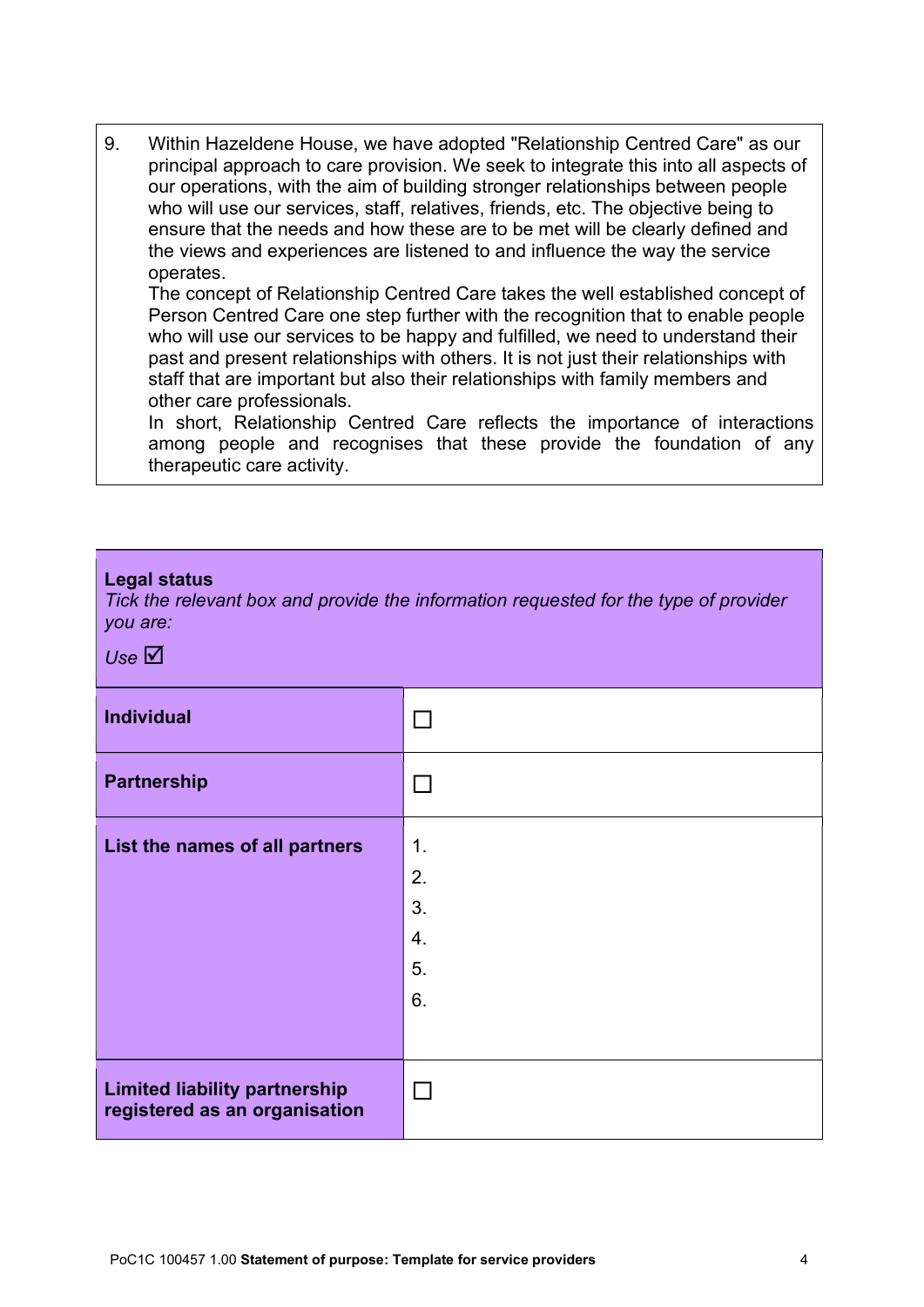9. Within Hazeldene House, we have adopted "Relationship Centred Care" as our principal approach to care provision. We seek to integrate this into all aspects of our operations, with the aim of building stronger relationships between people who will use our services, staff, relatives, friends, etc. The objective being to ensure that the needs and how these are to be met will be clearly defined and the views and experiences are listened to and influence the way the service operates.
   The concept of Relationship Centred Care takes the well established concept of Person Centred Care one step further with the recognition that to enable people who will use our services to be happy and fulfilled, we need to understand their past and present relationships with others. It is not just their relationships with staff that are important but also their relationships with family members and other care professionals.
   In short, Relationship Centred Care reflects the importance of interactions among people and recognises that these provide the foundation of any therapeutic care activity.

| **Legal status**<br>*Tick the relevant box and provide the information requested for the type of provider you are:*<br>*Use* ☑ | |
|---|---|
| **Individual** | ☐ |
| **Partnership** | ☐ |
| **List the names of all partners** | 1.<br>2.<br>3.<br>4.<br>5.<br>6. |
| **Limited liability partnership registered as an organisation** | ☐ |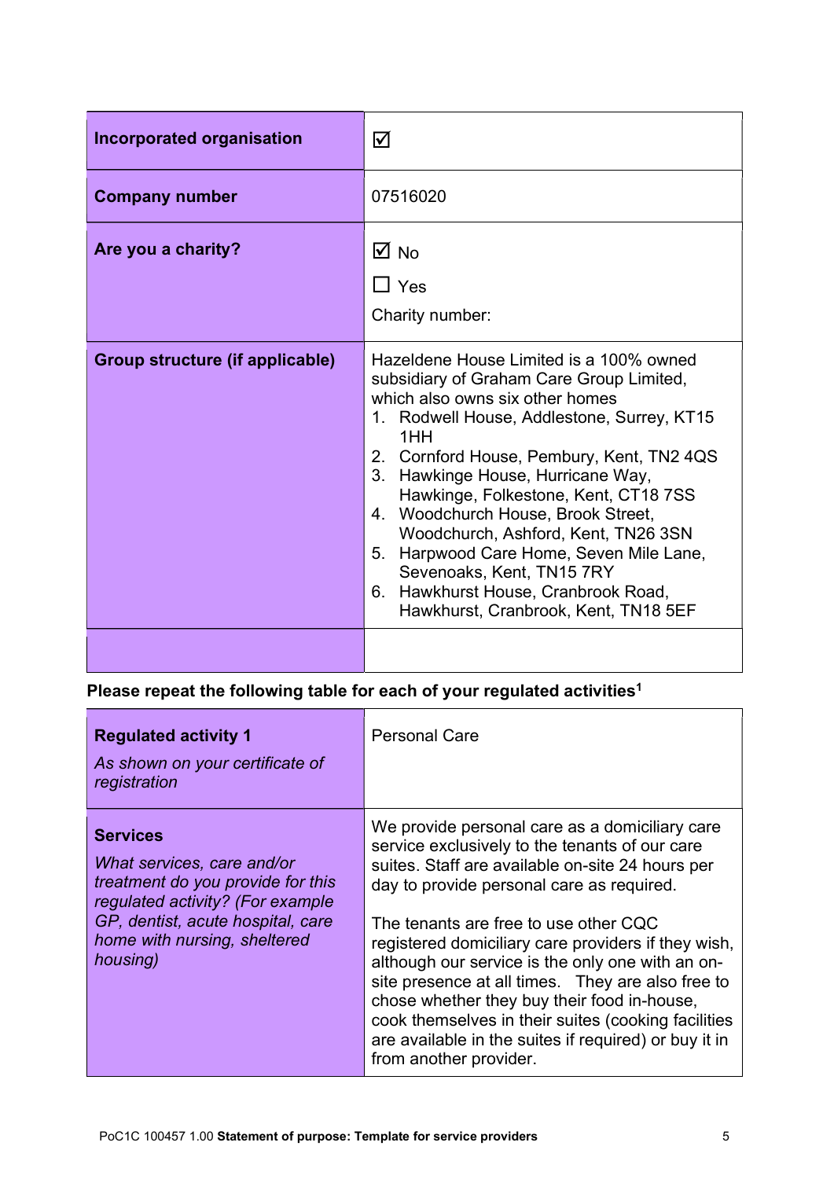| | |
|---|---|
| **Incorporated organisation** | ☑ |
| **Company number** | 07516020 |
| **Are you a charity?** | ☑ No<br>☐ Yes<br>Charity number: |
| **Group structure (if applicable)** | Hazeldene House Limited is a 100% owned subsidiary of Graham Care Group Limited, which also owns six other homes<br>1. Rodwell House, Addlestone, Surrey, KT15 1HH<br>2. Cornford House, Pembury, Kent, TN2 4QS<br>3. Hawkinge House, Hurricane Way, Hawkinge, Folkestone, Kent, CT18 7SS<br>4. Woodchurch House, Brook Street, Woodchurch, Ashford, Kent, TN26 3SN<br>5. Harpwood Care Home, Seven Mile Lane, Sevenoaks, Kent, TN15 7RY<br>6. Hawkhurst House, Cranbrook Road, Hawkhurst, Cranbrook, Kent, TN18 5EF |
| | |

**Please repeat the following table for each of your regulated activities**[1]

| | |
|---|---|
| **Regulated activity 1**<br>*As shown on your certificate of registration* | Personal Care |
| **Services**<br>*What services, care and/or treatment do you provide for this regulated activity? (For example GP, dentist, acute hospital, care home with nursing, sheltered housing)* | We provide personal care as a domiciliary care service exclusively to the tenants of our care suites. Staff are available on-site 24 hours per day to provide personal care as required.<br><br>The tenants are free to use other CQC registered domiciliary care providers if they wish, although our service is the only one with an on-site presence at all times. They are also free to chose whether they buy their food in-house, cook themselves in their suites (cooking facilities are available in the suites if required) or buy it in from another provider. |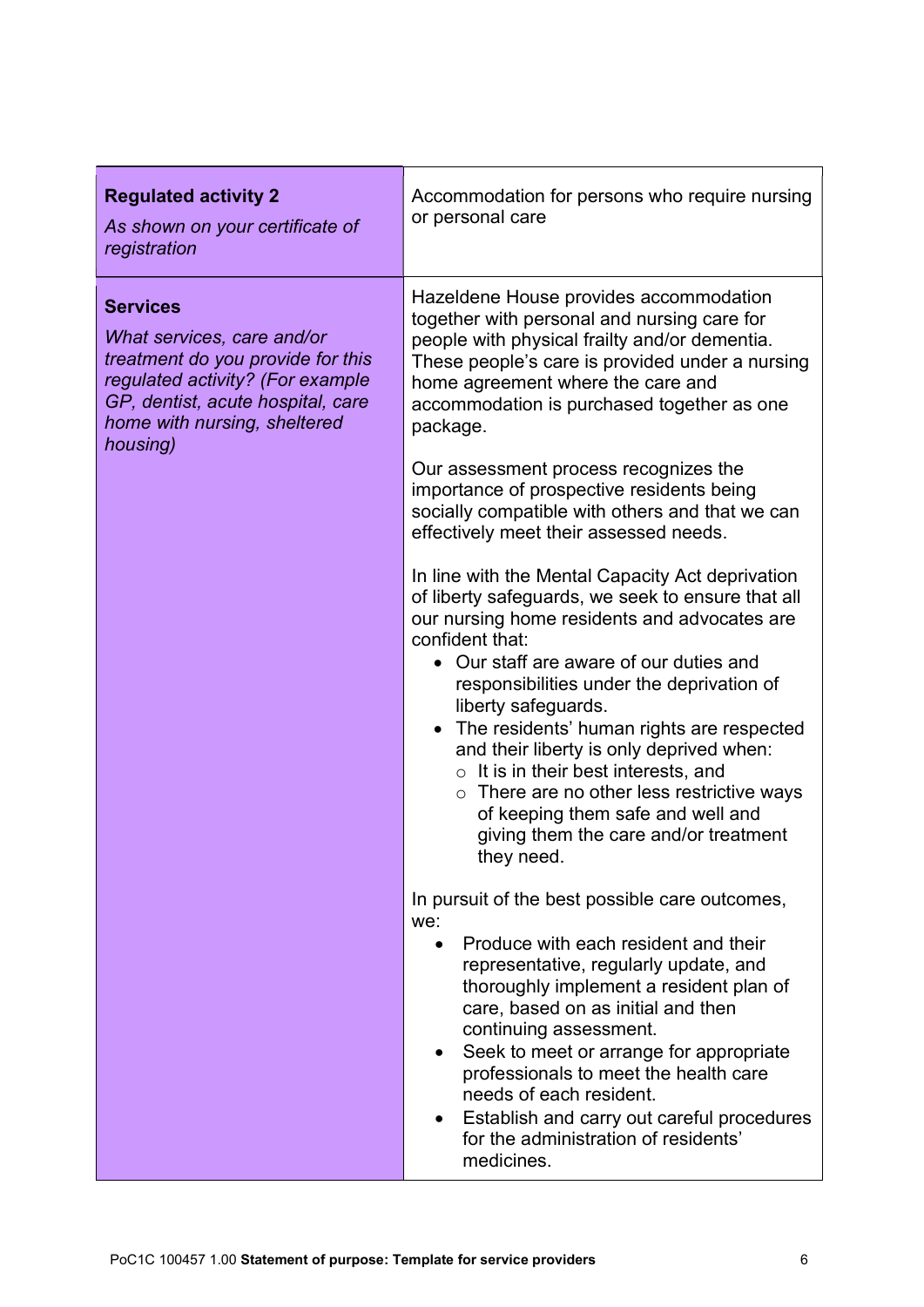| **Regulated activity 2**<br>*As shown on your certificate of registration* | Accommodation for persons who require nursing or personal care |
|---|---|
| **Services**<br>*What services, care and/or treatment do you provide for this regulated activity? (For example GP, dentist, acute hospital, care home with nursing, sheltered housing)* | Hazeldene House provides accommodation together with personal and nursing care for people with physical frailty and/or dementia. These people's care is provided under a nursing home agreement where the care and accommodation is purchased together as one package.<br><br>Our assessment process recognizes the importance of prospective residents being socially compatible with others and that we can effectively meet their assessed needs.<br><br>In line with the Mental Capacity Act deprivation of liberty safeguards, we seek to ensure that all our nursing home residents and advocates are confident that:<br>• Our staff are aware of our duties and responsibilities under the deprivation of liberty safeguards.<br>• The residents' human rights are respected and their liberty is only deprived when:<br>&nbsp;&nbsp;&nbsp;&nbsp;○ It is in their best interests, and<br>&nbsp;&nbsp;&nbsp;&nbsp;○ There are no other less restrictive ways of keeping them safe and well and giving them the care and/or treatment they need.<br><br>In pursuit of the best possible care outcomes, we:<br>• Produce with each resident and their representative, regularly update, and thoroughly implement a resident plan of care, based on as initial and then continuing assessment.<br>• Seek to meet or arrange for appropriate professionals to meet the health care needs of each resident.<br>• Establish and carry out careful procedures for the administration of residents' medicines. |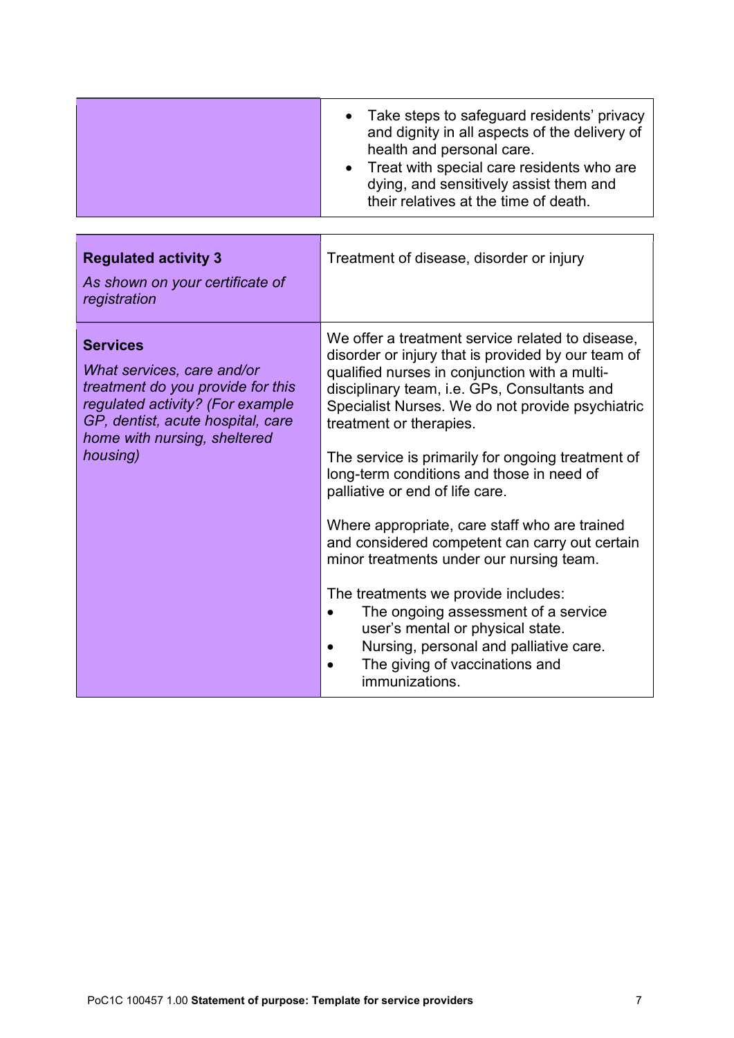| | |
|---|---|
| | • Take steps to safeguard residents' privacy and dignity in all aspects of the delivery of health and personal care.<br>• Treat with special care residents who are dying, and sensitively assist them and their relatives at the time of death. |

| | |
|---|---|
| **Regulated activity 3**<br>*As shown on your certificate of registration* | Treatment of disease, disorder or injury |
| **Services**<br>*What services, care and/or treatment do you provide for this regulated activity? (For example GP, dentist, acute hospital, care home with nursing, sheltered housing)* | We offer a treatment service related to disease, disorder or injury that is provided by our team of qualified nurses in conjunction with a multi-disciplinary team, i.e. GPs, Consultants and Specialist Nurses. We do not provide psychiatric treatment or therapies.<br><br>The service is primarily for ongoing treatment of long-term conditions and those in need of palliative or end of life care.<br><br>Where appropriate, care staff who are trained and considered competent can carry out certain minor treatments under our nursing team.<br><br>The treatments we provide includes:<br>• The ongoing assessment of a service user's mental or physical state.<br>• Nursing, personal and palliative care.<br>• The giving of vaccinations and immunizations. |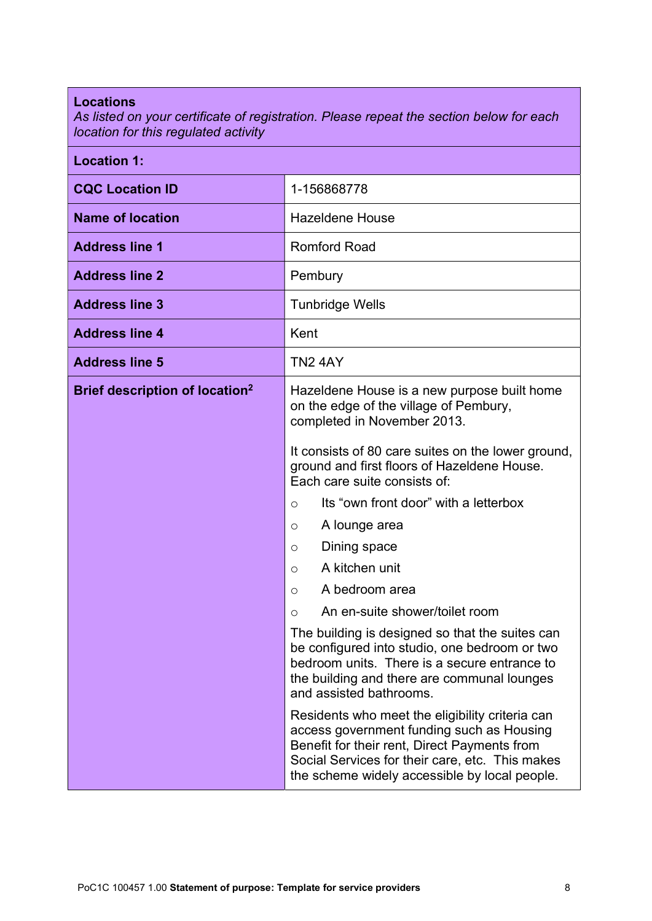| **Locations**<br>*As listed on your certificate of registration. Please repeat the section below for each location for this regulated activity* | |
|---|---|
| **Location 1:** | |
| **CQC Location ID** | 1-156868778 |
| **Name of location** | Hazeldene House |
| **Address line 1** | Romford Road |
| **Address line 2** | Pembury |
| **Address line 3** | Tunbridge Wells |
| **Address line 4** | Kent |
| **Address line 5** | TN2 4AY |
| **Brief description of location[2]** | Hazeldene House is a new purpose built home on the edge of the village of Pembury, completed in November 2013.<br><br>It consists of 80 care suites on the lower ground, ground and first floors of Hazeldene House. Each care suite consists of:<br>○ Its "own front door" with a letterbox<br>○ A lounge area<br>○ Dining space<br>○ A kitchen unit<br>○ A bedroom area<br>○ An en-suite shower/toilet room<br><br>The building is designed so that the suites can be configured into studio, one bedroom or two bedroom units. There is a secure entrance to the building and there are communal lounges and assisted bathrooms.<br><br>Residents who meet the eligibility criteria can access government funding such as Housing Benefit for their rent, Direct Payments from Social Services for their care, etc. This makes the scheme widely accessible by local people. |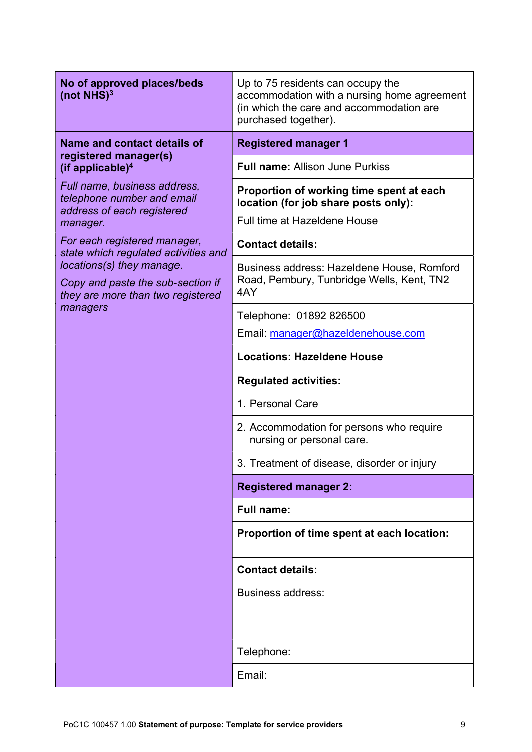| | |
|---|---|
| **No of approved places/beds (not NHS)**[3] | Up to 75 residents can occupy the accommodation with a nursing home agreement (in which the care and accommodation are purchased together). |
| **Name and contact details of registered manager(s) (if applicable)**[4]<br><br>*Full name, business address, telephone number and email address of each registered manager.*<br><br>*For each registered manager, state which regulated activities and locations(s) they manage.*<br><br>*Copy and paste the sub-section if they are more than two registered managers* | **Registered manager 1** |
| | **Full name:** Allison June Purkiss |
| | **Proportion of working time spent at each location (for job share posts only):**<br><br>Full time at Hazeldene House |
| | **Contact details:** |
| | Business address: Hazeldene House, Romford Road, Pembury, Tunbridge Wells, Kent, TN2 4AY |
| | Telephone: 01892 826500<br><br>Email: manager@hazeldenehouse.com |
| | **Locations: Hazeldene House** |
| | **Regulated activities:** |
| | 1. Personal Care |
| | 2. Accommodation for persons who require nursing or personal care. |
| | 3. Treatment of disease, disorder or injury |
| | **Registered manager 2:** |
| | **Full name:** |
| | **Proportion of time spent at each location:** |
| | **Contact details:** |
| | Business address: |
| | Telephone: |
| | Email: |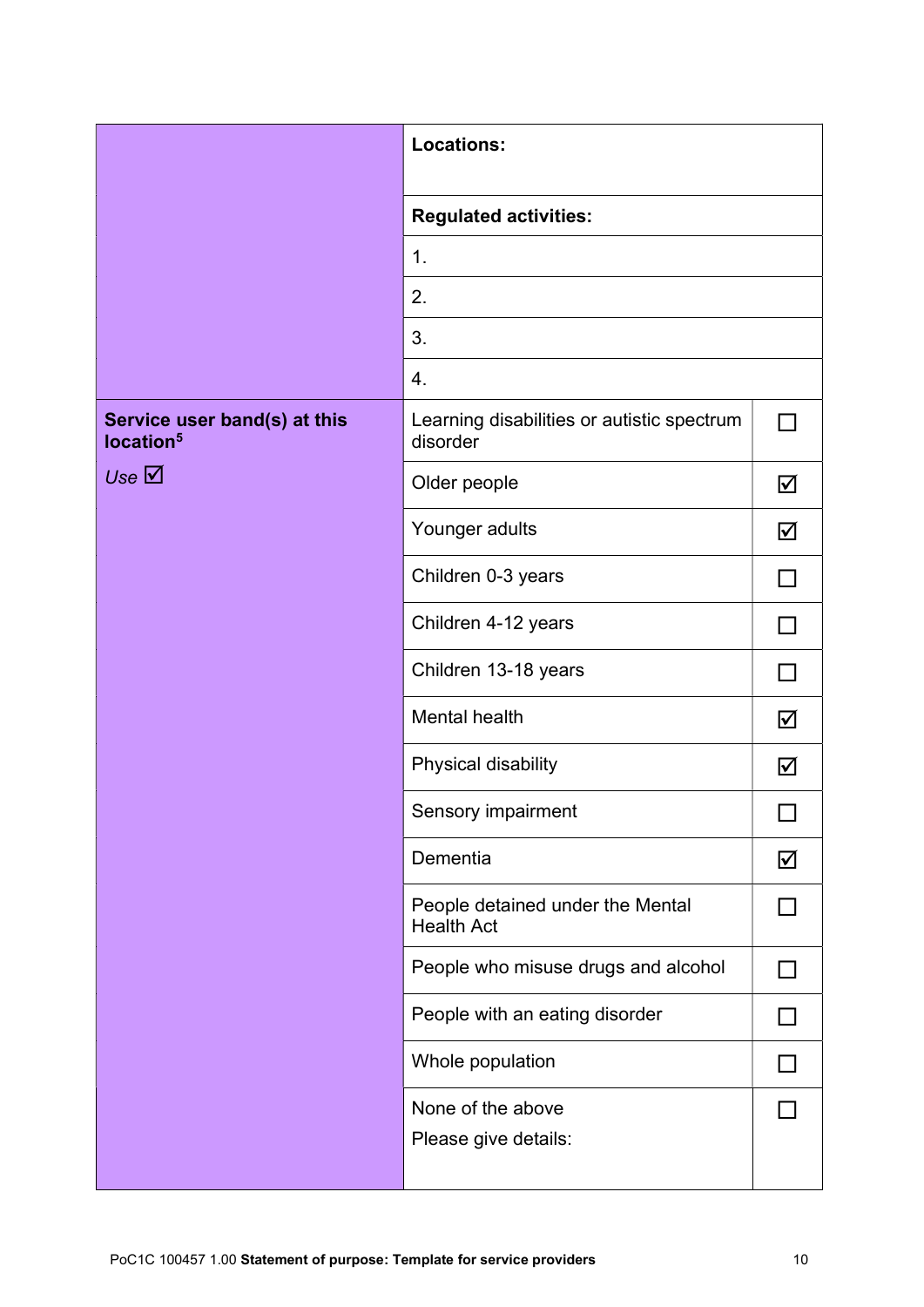|  | **Locations:** |  |
|---|---|---|
|  | **Regulated activities:** |  |
|  | 1. |  |
|  | 2. |  |
|  | 3. |  |
|  | 4. |  |
| **Service user band(s) at this location**[5] *Use* ☑ | Learning disabilities or autistic spectrum disorder | ☐ |
|  | Older people | ☑ |
|  | Younger adults | ☑ |
|  | Children 0-3 years | ☐ |
|  | Children 4-12 years | ☐ |
|  | Children 13-18 years | ☐ |
|  | Mental health | ☑ |
|  | Physical disability | ☑ |
|  | Sensory impairment | ☐ |
|  | Dementia | ☑ |
|  | People detained under the Mental Health Act | ☐ |
|  | People who misuse drugs and alcohol | ☐ |
|  | People with an eating disorder | ☐ |
|  | Whole population | ☐ |
|  | None of the above<br>Please give details: | ☐ |

PoC1C 100457 1.00 **Statement of purpose: Template for service providers**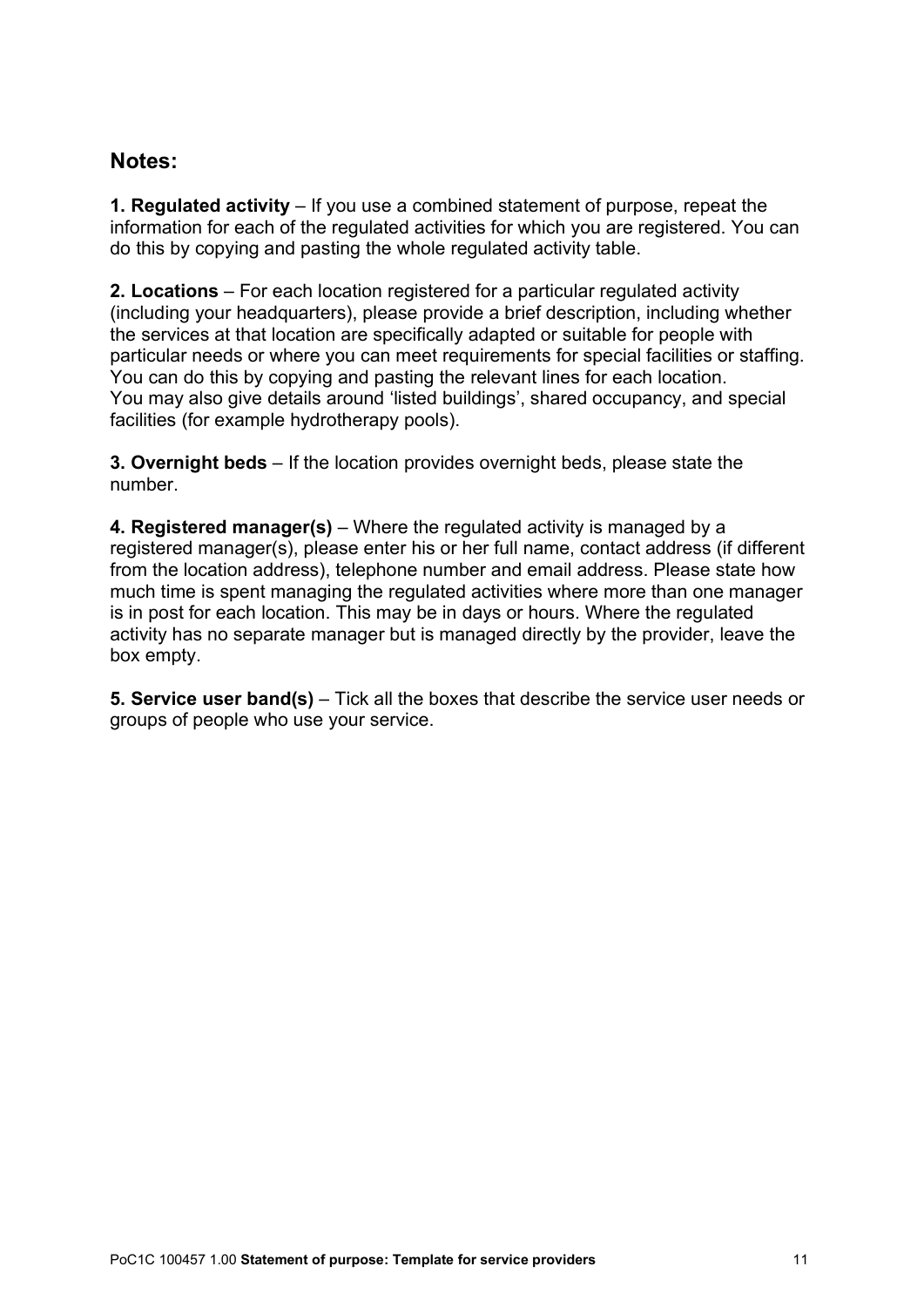## Notes:

**1. Regulated activity** – If you use a combined statement of purpose, repeat the information for each of the regulated activities for which you are registered. You can do this by copying and pasting the whole regulated activity table.

**2. Locations** – For each location registered for a particular regulated activity (including your headquarters), please provide a brief description, including whether the services at that location are specifically adapted or suitable for people with particular needs or where you can meet requirements for special facilities or staffing. You can do this by copying and pasting the relevant lines for each location.
You may also give details around 'listed buildings', shared occupancy, and special facilities (for example hydrotherapy pools).

**3. Overnight beds** – If the location provides overnight beds, please state the number.

**4. Registered manager(s)** – Where the regulated activity is managed by a registered manager(s), please enter his or her full name, contact address (if different from the location address), telephone number and email address. Please state how much time is spent managing the regulated activities where more than one manager is in post for each location. This may be in days or hours. Where the regulated activity has no separate manager but is managed directly by the provider, leave the box empty.

**5. Service user band(s)** – Tick all the boxes that describe the service user needs or groups of people who use your service.